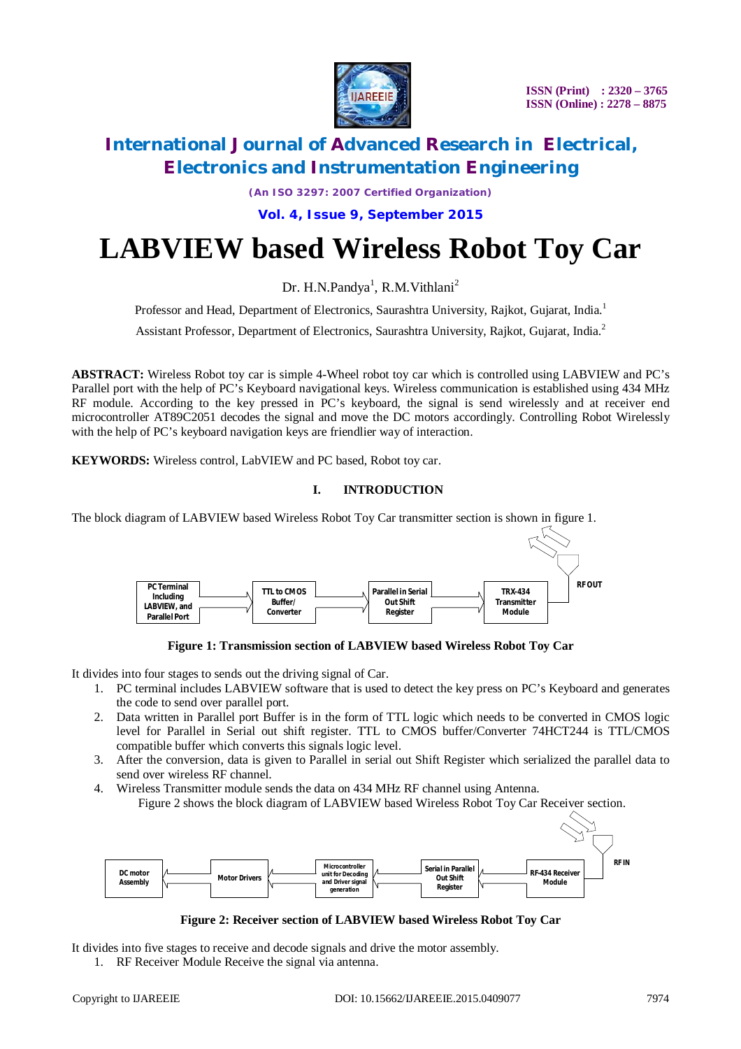# LABVIEW based Wireless Robot Toy Car

Dr. H.N.Pandya[1], R.M.Vithlani[2]

Professor and Head, Department of Electronics, Saurashtra University, Rajkot, Gujarat, India.[1]

Assistant Professor, Department of Electronics, Saurashtra University, Rajkot, Gujarat, India.[2]

**ABSTRACT:** Wireless Robot toy car is simple 4-Wheel robot toy car which is controlled using LABVIEW and PC's Parallel port with the help of PC's Keyboard navigational keys. Wireless communication is established using 434 MHz RF module. According to the key pressed in PC's keyboard, the signal is send wirelessly and at receiver end microcontroller AT89C2051 decodes the signal and move the DC motors accordingly. Controlling Robot Wirelessly with the help of PC's keyboard navigation keys are friendlier way of interaction.

**KEYWORDS:** Wireless control, LabVIEW and PC based, Robot toy car.

## I. INTRODUCTION

The block diagram of LABVIEW based Wireless Robot Toy Car transmitter section is shown in figure 1.

PC Terminal Including LABVIEW, and Parallel Port → TTL to CMOS Buffer/ Converter → Parallel in Serial Out Shift Register → TRX-434 Transmitter Module → RF OUT

**Figure 1: Transmission section of LABVIEW based Wireless Robot Toy Car**

It divides into four stages to sends out the driving signal of Car.

1. PC terminal includes LABVIEW software that is used to detect the key press on PC's Keyboard and generates the code to send over parallel port.
2. Data written in Parallel port Buffer is in the form of TTL logic which needs to be converted in CMOS logic level for Parallel in Serial out shift register. TTL to CMOS buffer/Converter 74HCT244 is TTL/CMOS compatible buffer which converts this signals logic level.
3. After the conversion, data is given to Parallel in serial out Shift Register which serialized the parallel data to send over wireless RF channel.
4. Wireless Transmitter module sends the data on 434 MHz RF channel using Antenna.

Figure 2 shows the block diagram of LABVIEW based Wireless Robot Toy Car Receiver section.

RF IN → RF-434 Receiver Module → Serial in Parallel Out Shift Register → Microcontroller unit for Decoding and Driver signal generation → Motor Drivers → DC motor Assembly

**Figure 2: Receiver section of LABVIEW based Wireless Robot Toy Car**

It divides into five stages to receive and decode signals and drive the motor assembly.

1. RF Receiver Module Receive the signal via antenna.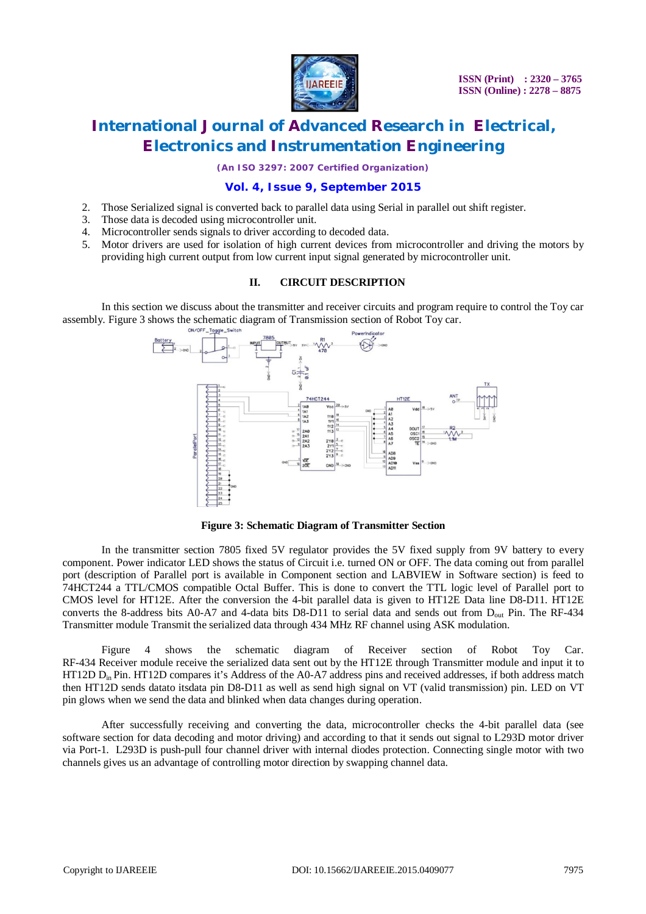2. Those Serialized signal is converted back to parallel data using Serial in parallel out shift register.
3. Those data is decoded using microcontroller unit.
4. Microcontroller sends signals to driver according to decoded data.
5. Motor drivers are used for isolation of high current devices from microcontroller and driving the motors by providing high current output from low current input signal generated by microcontroller unit.

## II. CIRCUIT DESCRIPTION

In this section we discuss about the transmitter and receiver circuits and program require to control the Toy car assembly. Figure 3 shows the schematic diagram of Transmission section of Robot Toy car.

**Figure 3: Schematic Diagram of Transmitter Section**

In the transmitter section 7805 fixed 5V regulator provides the 5V fixed supply from 9V battery to every component. Power indicator LED shows the status of Circuit i.e. turned ON or OFF. The data coming out from parallel port (description of Parallel port is available in Component section and LABVIEW in Software section) is feed to 74HCT244 a TTL/CMOS compatible Octal Buffer. This is done to convert the TTL logic level of Parallel port to CMOS level for HT12E. After the conversion the 4-bit parallel data is given to HT12E Data line D8-D11. HT12E converts the 8-address bits A0-A7 and 4-data bits D8-D11 to serial data and sends out from $D_{out}$ Pin. The RF-434 Transmitter module Transmit the serialized data through 434 MHz RF channel using ASK modulation.

Figure 4 shows the schematic diagram of Receiver section of Robot Toy Car. RF-434 Receiver module receive the serialized data sent out by the HT12E through Transmitter module and input it to HT12D $D_{in}$ Pin. HT12D compares it's Address of the A0-A7 address pins and received addresses, if both address match then HT12D sends datato itsdata pin D8-D11 as well as send high signal on VT (valid transmission) pin. LED on VT pin glows when we send the data and blinked when data changes during operation.

After successfully receiving and converting the data, microcontroller checks the 4-bit parallel data (see software section for data decoding and motor driving) and according to that it sends out signal to L293D motor driver via Port-1. L293D is push-pull four channel driver with internal diodes protection. Connecting single motor with two channels gives us an advantage of controlling motor direction by swapping channel data.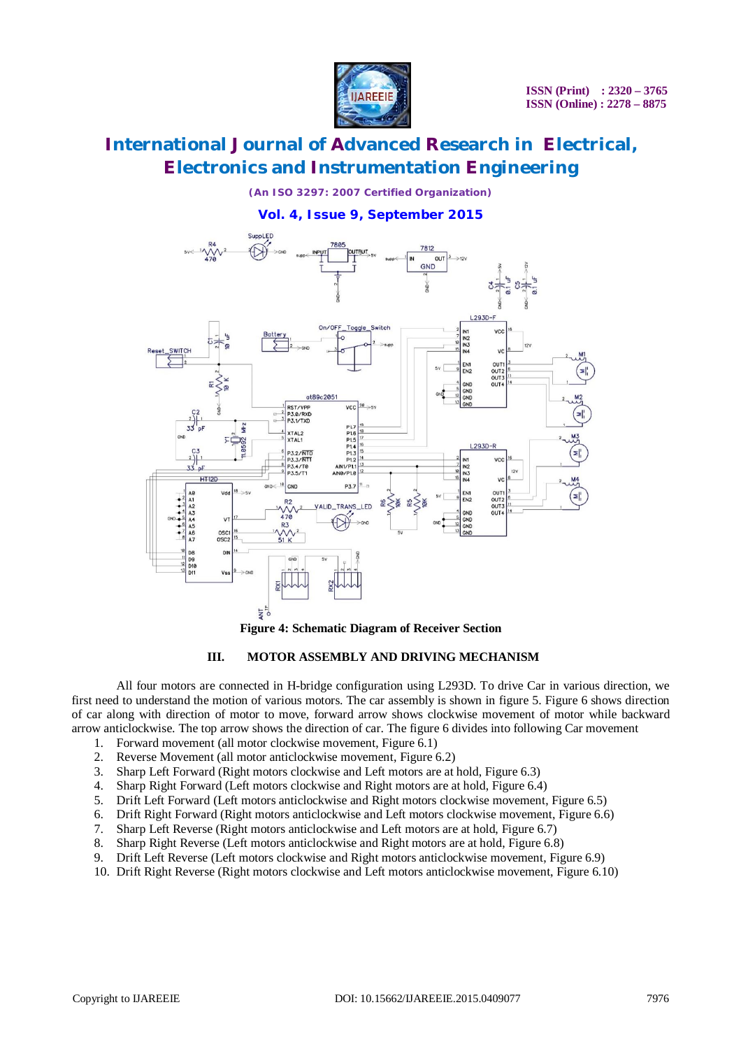Figure 4: Schematic Diagram of Receiver Section

## III. MOTOR ASSEMBLY AND DRIVING MECHANISM

All four motors are connected in H-bridge configuration using L293D. To drive Car in various direction, we first need to understand the motion of various motors. The car assembly is shown in figure 5. Figure 6 shows direction of car along with direction of motor to move, forward arrow shows clockwise movement of motor while backward arrow anticlockwise. The top arrow shows the direction of car. The figure 6 divides into following Car movement

1. Forward movement (all motor clockwise movement, Figure 6.1)
2. Reverse Movement (all motor anticlockwise movement, Figure 6.2)
3. Sharp Left Forward (Right motors clockwise and Left motors are at hold, Figure 6.3)
4. Sharp Right Forward (Left motors clockwise and Right motors are at hold, Figure 6.4)
5. Drift Left Forward (Left motors anticlockwise and Right motors clockwise movement, Figure 6.5)
6. Drift Right Forward (Right motors anticlockwise and Left motors clockwise movement, Figure 6.6)
7. Sharp Left Reverse (Right motors anticlockwise and Left motors are at hold, Figure 6.7)
8. Sharp Right Reverse (Left motors anticlockwise and Right motors are at hold, Figure 6.8)
9. Drift Left Reverse (Left motors clockwise and Right motors anticlockwise movement, Figure 6.9)
10. Drift Right Reverse (Right motors clockwise and Left motors anticlockwise movement, Figure 6.10)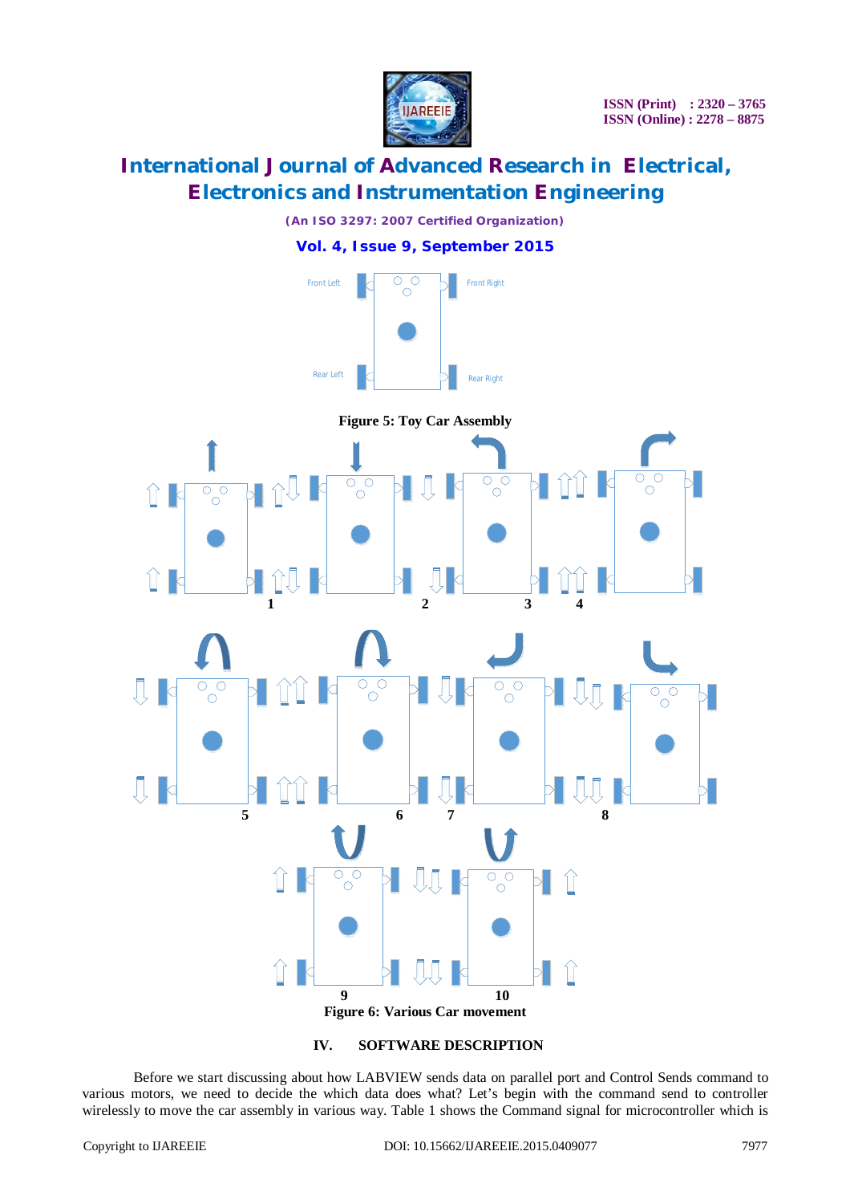Figure 5: Toy Car Assembly

Figure 6: Various Car movement

## IV. SOFTWARE DESCRIPTION

Before we start discussing about how LABVIEW sends data on parallel port and Control Sends command to various motors, we need to decide the which data does what? Let's begin with the command send to controller wirelessly to move the car assembly in various way. Table 1 shows the Command signal for microcontroller which is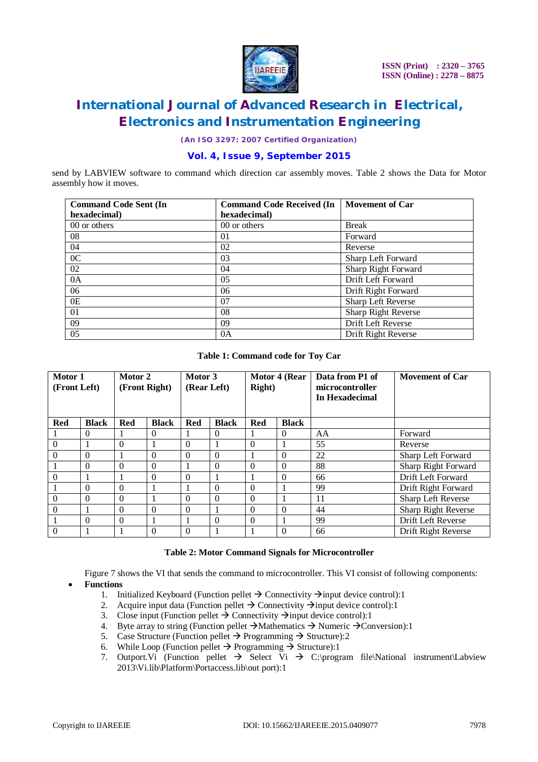send by LABVIEW software to command which direction car assembly moves. Table 2 shows the Data for Motor assembly how it moves.

| Command Code Sent (In hexadecimal) | Command Code Received (In hexadecimal) | Movement of Car |
|---|---|---|
| 00 or others | 00 or others | Break |
| 08 | 01 | Forward |
| 04 | 02 | Reverse |
| 0C | 03 | Sharp Left Forward |
| 02 | 04 | Sharp Right Forward |
| 0A | 05 | Drift Left Forward |
| 06 | 06 | Drift Right Forward |
| 0E | 07 | Sharp Left Reverse |
| 01 | 08 | Sharp Right Reverse |
| 09 | 09 | Drift Left Reverse |
| 05 | 0A | Drift Right Reverse |

**Table 1: Command code for Toy Car**

| Motor 1 (Front Left) | | Motor 2 (Front Right) | | Motor 3 (Rear Left) | | Motor 4 (Rear Right) | | Data from P1 of microcontroller In Hexadecimal | Movement of Car |
|---|---|---|---|---|---|---|---|---|---|
| **Red** | **Black** | **Red** | **Black** | **Red** | **Black** | **Red** | **Black** | | |
| 1 | 0 | 1 | 0 | 1 | 0 | 1 | 0 | AA | Forward |
| 0 | 1 | 0 | 1 | 0 | 1 | 0 | 1 | 55 | Reverse |
| 0 | 0 | 1 | 0 | 0 | 0 | 1 | 0 | 22 | Sharp Left Forward |
| 1 | 0 | 0 | 0 | 1 | 0 | 0 | 0 | 88 | Sharp Right Forward |
| 0 | 1 | 1 | 0 | 0 | 1 | 1 | 0 | 66 | Drift Left Forward |
| 1 | 0 | 0 | 1 | 1 | 0 | 0 | 1 | 99 | Drift Right Forward |
| 0 | 0 | 0 | 1 | 0 | 0 | 0 | 1 | 11 | Sharp Left Reverse |
| 0 | 1 | 0 | 0 | 0 | 1 | 0 | 0 | 44 | Sharp Right Reverse |
| 1 | 0 | 0 | 1 | 1 | 0 | 0 | 1 | 99 | Drift Left Reverse |
| 0 | 1 | 1 | 0 | 0 | 1 | 1 | 0 | 66 | Drift Right Reverse |

**Table 2: Motor Command Signals for Microcontroller**

Figure 7 shows the VI that sends the command to microcontroller. This VI consist of following components:

- **Functions**
  1. Initialized Keyboard (Function pellet → Connectivity →input device control):1
  2. Acquire input data (Function pellet → Connectivity →input device control):1
  3. Close input (Function pellet → Connectivity →input device control):1
  4. Byte array to string (Function pellet →Mathematics → Numeric →Conversion):1
  5. Case Structure (Function pellet → Programming → Structure):2
  6. While Loop (Function pellet → Programming → Structure):1
  7. Outport.Vi (Function pellet → Select Vi → C:\program file\National instrument\Labview 2013\Vi.lib\Platform\Portaccess.lib\out port):1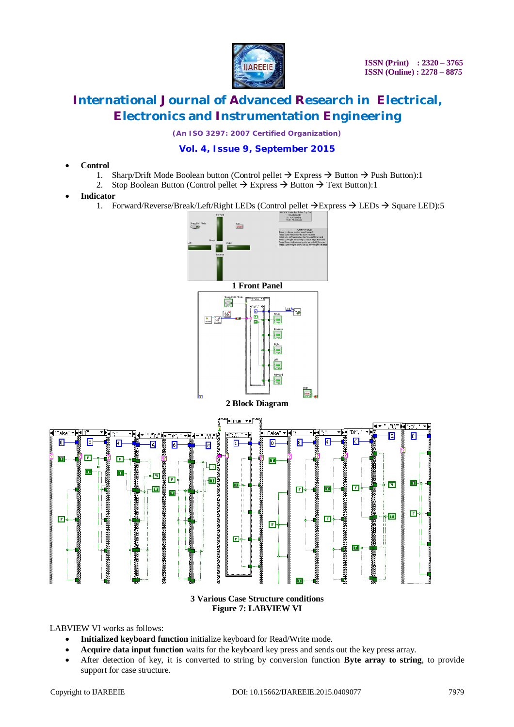- **Control**
  1. Sharp/Drift Mode Boolean button (Control pellet → Express → Button → Push Button):1
  2. Stop Boolean Button (Control pellet → Express → Button → Text Button):1
- **Indicator**
  1. Forward/Reverse/Break/Left/Right LEDs (Control pellet →Express → LEDs → Square LED):5

**1 Front Panel**

**2 Block Diagram**

**3 Various Case Structure conditions**

**Figure 7: LABVIEW VI**

LABVIEW VI works as follows:

- **Initialized keyboard function** initialize keyboard for Read/Write mode.
- **Acquire data input function** waits for the keyboard key press and sends out the key press array.
- After detection of key, it is converted to string by conversion function **Byte array to string**, to provide support for case structure.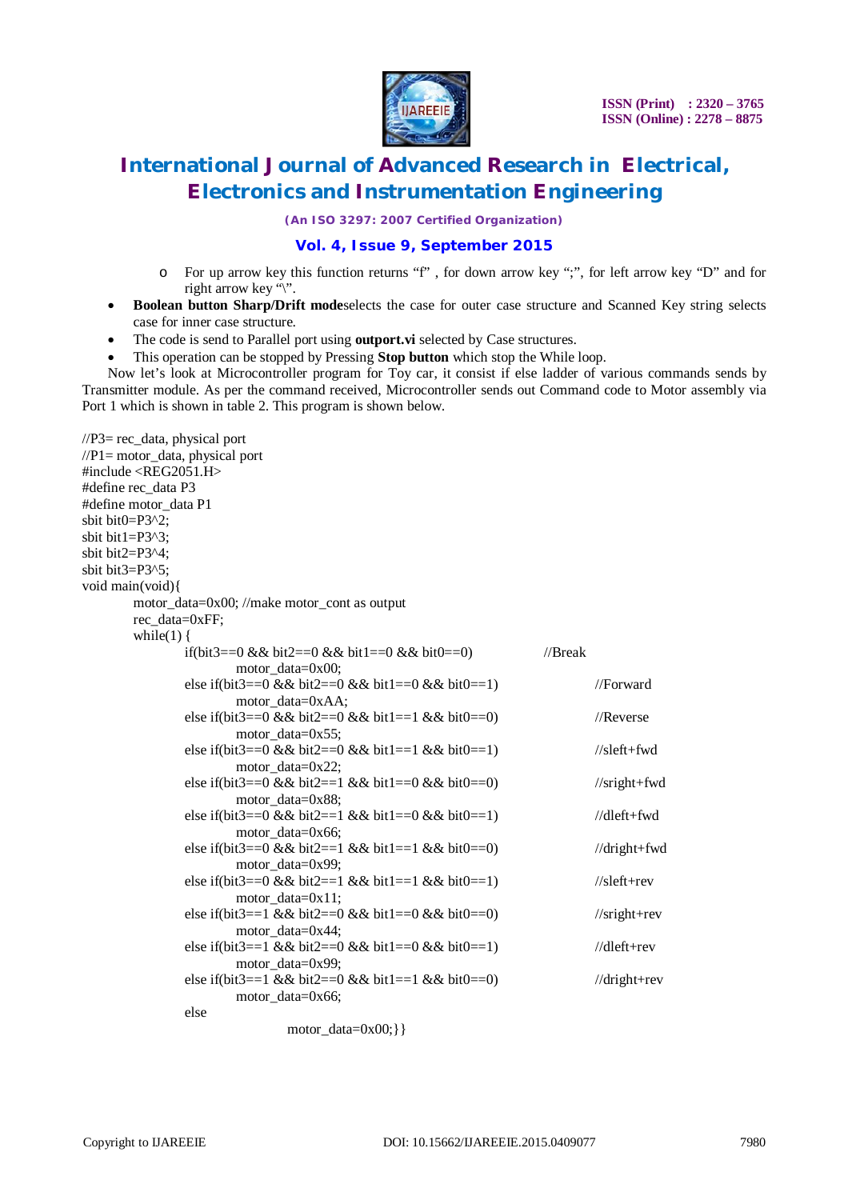- For up arrow key this function returns "f" , for down arrow key ";", for left arrow key "D" and for right arrow key "\".

- **Boolean button Sharp/Drift mode**selects the case for outer case structure and Scanned Key string selects case for inner case structure.
- The code is send to Parallel port using **outport.vi** selected by Case structures.
- This operation can be stopped by Pressing **Stop button** which stop the While loop.

Now let's look at Microcontroller program for Toy car, it consist if else ladder of various commands sends by Transmitter module. As per the command received, Microcontroller sends out Command code to Motor assembly via Port 1 which is shown in table 2. This program is shown below.

```
//P3= rec_data, physical port
//P1= motor_data, physical port
#include <REG2051.H>
#define rec_data P3
#define motor_data P1
sbit bit0=P3^2;
sbit bit1=P3^3;
sbit bit2=P3^4;
sbit bit3=P3^5;
void main(void){
        motor_data=0x00; //make motor_cont as output
        rec_data=0xFF;
        while(1) {
                if(bit3==0 && bit2==0 && bit1==0 && bit0==0)            //Break
                        motor_data=0x00;
                else if(bit3==0 && bit2==0 && bit1==0 && bit0==1)               //Forward
                        motor_data=0xAA;
                else if(bit3==0 && bit2==0 && bit1==1 && bit0==0)               //Reverse
                        motor_data=0x55;
                else if(bit3==0 && bit2==0 && bit1==1 && bit0==1)               //sleft+fwd
                        motor_data=0x22;
                else if(bit3==0 && bit2==1 && bit1==0 && bit0==0)               //sright+fwd
                        motor_data=0x88;
                else if(bit3==0 && bit2==1 && bit1==0 && bit0==1)               //dleft+fwd
                        motor_data=0x66;
                else if(bit3==0 && bit2==1 && bit1==1 && bit0==0)               //dright+fwd
                        motor_data=0x99;
                else if(bit3==0 && bit2==1 && bit1==1 && bit0==1)               //sleft+rev
                        motor_data=0x11;
                else if(bit3==1 && bit2==0 && bit1==0 && bit0==0)               //sright+rev
                        motor_data=0x44;
                else if(bit3==1 && bit2==0 && bit1==0 && bit0==1)               //dleft+rev
                        motor_data=0x99;
                else if(bit3==1 && bit2==0 && bit1==1 && bit0==0)               //dright+rev
                        motor_data=0x66;
                else
                                motor_data=0x00;}}
```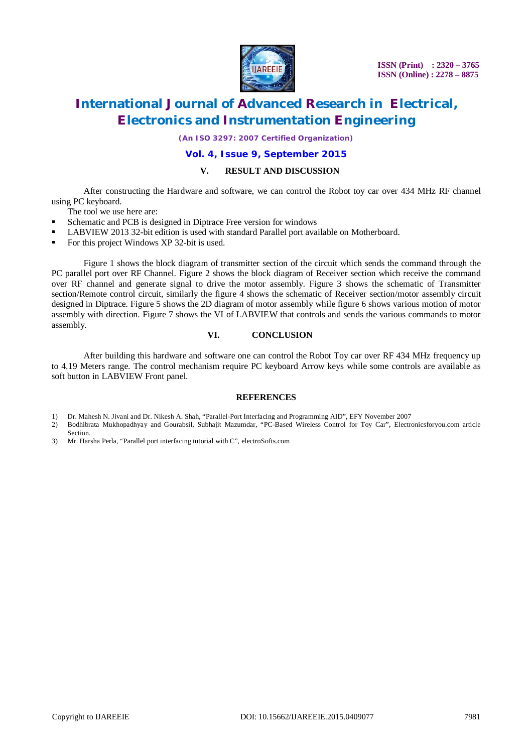## V. RESULT AND DISCUSSION

After constructing the Hardware and software, we can control the Robot toy car over 434 MHz RF channel using PC keyboard.

The tool we use here are:

- Schematic and PCB is designed in Diptrace Free version for windows
- LABVIEW 2013 32-bit edition is used with standard Parallel port available on Motherboard.
- For this project Windows XP 32-bit is used.

Figure 1 shows the block diagram of transmitter section of the circuit which sends the command through the PC parallel port over RF Channel. Figure 2 shows the block diagram of Receiver section which receive the command over RF channel and generate signal to drive the motor assembly. Figure 3 shows the schematic of Transmitter section/Remote control circuit, similarly the figure 4 shows the schematic of Receiver section/motor assembly circuit designed in Diptrace. Figure 5 shows the 2D diagram of motor assembly while figure 6 shows various motion of motor assembly with direction. Figure 7 shows the VI of LABVIEW that controls and sends the various commands to motor assembly.

## VI. CONCLUSION

After building this hardware and software one can control the Robot Toy car over RF 434 MHz frequency up to 4.19 Meters range. The control mechanism require PC keyboard Arrow keys while some controls are available as soft button in LABVIEW Front panel.

## REFERENCES

1) Dr. Mahesh N. Jivani and Dr. Nikesh A. Shah, "Parallel-Port Interfacing and Programming AID", EFY November 2007
2) Bodhibrata Mukhopadhyay and Gourabsil, Subhajit Mazumdar, "PC-Based Wireless Control for Toy Car", Electronicsforyou.com article Section.
3) Mr. Harsha Perla, "Parallel port interfacing tutorial with C", electroSofts.com